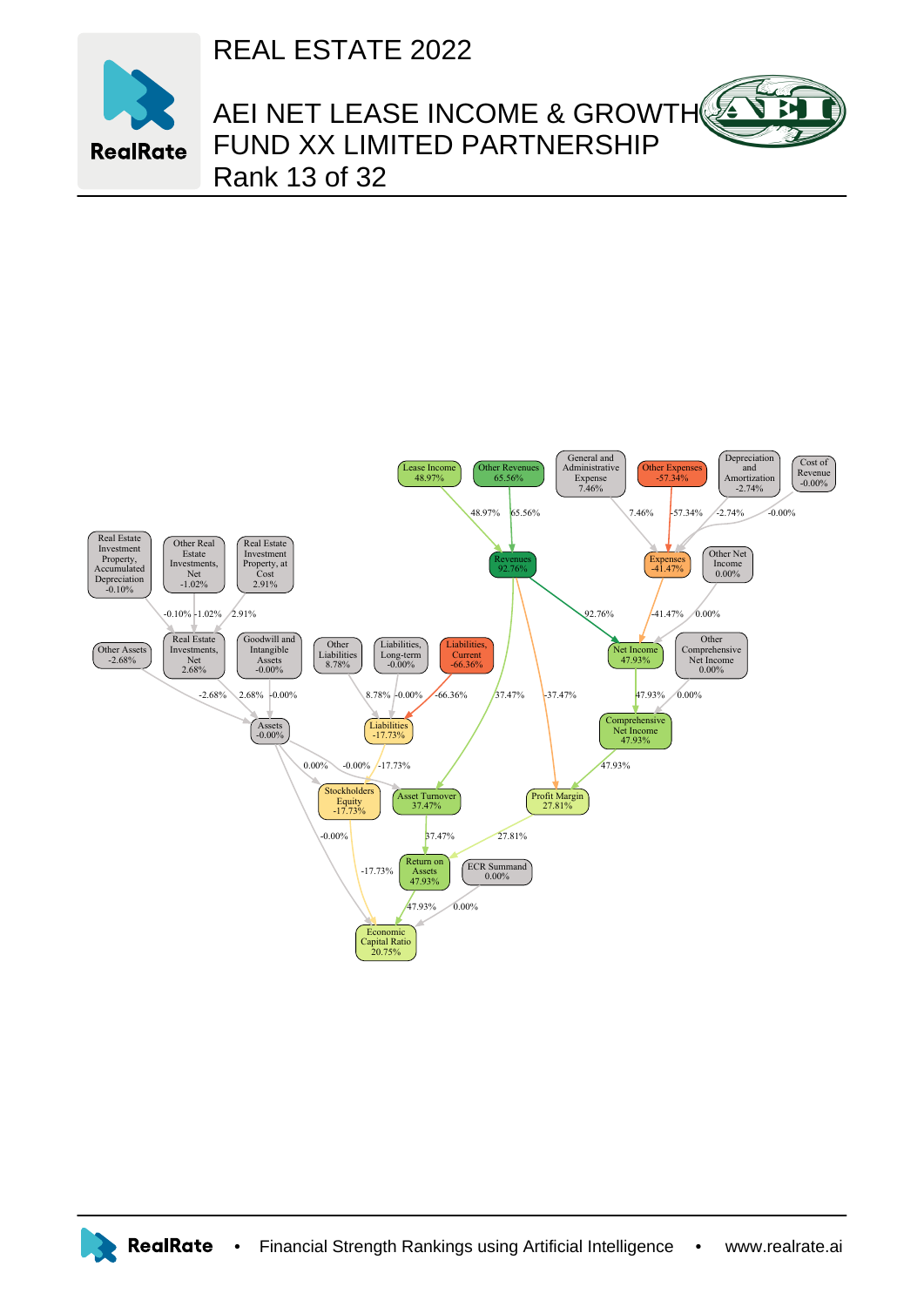# REAL ESTATE 2022

## AEI NET LEASE INCOME & GROWTH FUND XX LIMITED PARTNERSHIP

Rank 13 of 32

Lease Income 48.97%
Other Revenues 65.56%
General and Administrative Expense 7.46%
Other Expenses -57.34%
Depreciation and Amortization -2.74%
Cost of Revenue -0.00%

Revenues 92.76%
Expenses -41.47%
Other Net Income 0.00%

Real Estate Investment Property, Accumulated Depreciation -0.10%
Other Real Estate Investments, Net -1.02%
Real Estate Investment Property, at Cost 2.91%

Other Assets -2.68%
Real Estate Investments, Net 2.68%
Goodwill and Intangible Assets -0.00%
Other Liabilities 8.78%
Liabilities, Long-term -0.00%
Liabilities, Current -66.36%
Net Income 47.93%
Other Comprehensive Net Income 0.00%

Assets -0.00%
Liabilities -17.73%
Comprehensive Net Income 47.93%

Stockholders Equity -17.73%
Asset Turnover 37.47%
Profit Margin 27.81%

Return on Assets 47.93%
ECR Summand 0.00%

Economic Capital Ratio 20.75%

RealRate • Financial Strength Rankings using Artificial Intelligence • www.realrate.ai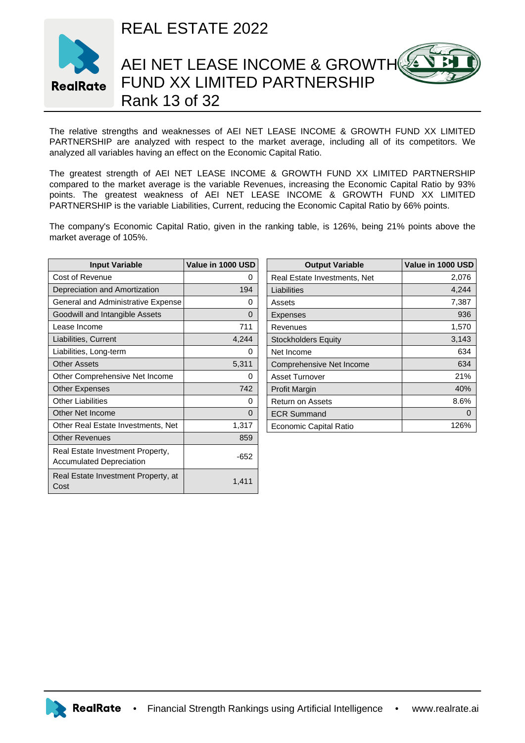# REAL ESTATE 2022

## AEI NET LEASE INCOME & GROWTH FUND XX LIMITED PARTNERSHIP
## Rank 13 of 32

The relative strengths and weaknesses of AEI NET LEASE INCOME & GROWTH FUND XX LIMITED PARTNERSHIP are analyzed with respect to the market average, including all of its competitors. We analyzed all variables having an effect on the Economic Capital Ratio.

The greatest strength of AEI NET LEASE INCOME & GROWTH FUND XX LIMITED PARTNERSHIP compared to the market average is the variable Revenues, increasing the Economic Capital Ratio by 93% points. The greatest weakness of AEI NET LEASE INCOME & GROWTH FUND XX LIMITED PARTNERSHIP is the variable Liabilities, Current, reducing the Economic Capital Ratio by 66% points.

The company's Economic Capital Ratio, given in the ranking table, is 126%, being 21% points above the market average of 105%.

| Input Variable | Value in 1000 USD |
|---|---|
| Cost of Revenue | 0 |
| Depreciation and Amortization | 194 |
| General and Administrative Expense | 0 |
| Goodwill and Intangible Assets | 0 |
| Lease Income | 711 |
| Liabilities, Current | 4,244 |
| Liabilities, Long-term | 0 |
| Other Assets | 5,311 |
| Other Comprehensive Net Income | 0 |
| Other Expenses | 742 |
| Other Liabilities | 0 |
| Other Net Income | 0 |
| Other Real Estate Investments, Net | 1,317 |
| Other Revenues | 859 |
| Real Estate Investment Property, Accumulated Depreciation | -652 |
| Real Estate Investment Property, at Cost | 1,411 |

| Output Variable | Value in 1000 USD |
|---|---|
| Real Estate Investments, Net | 2,076 |
| Liabilities | 4,244 |
| Assets | 7,387 |
| Expenses | 936 |
| Revenues | 1,570 |
| Stockholders Equity | 3,143 |
| Net Income | 634 |
| Comprehensive Net Income | 634 |
| Asset Turnover | 21% |
| Profit Margin | 40% |
| Return on Assets | 8.6% |
| ECR Summand | 0 |
| Economic Capital Ratio | 126% |